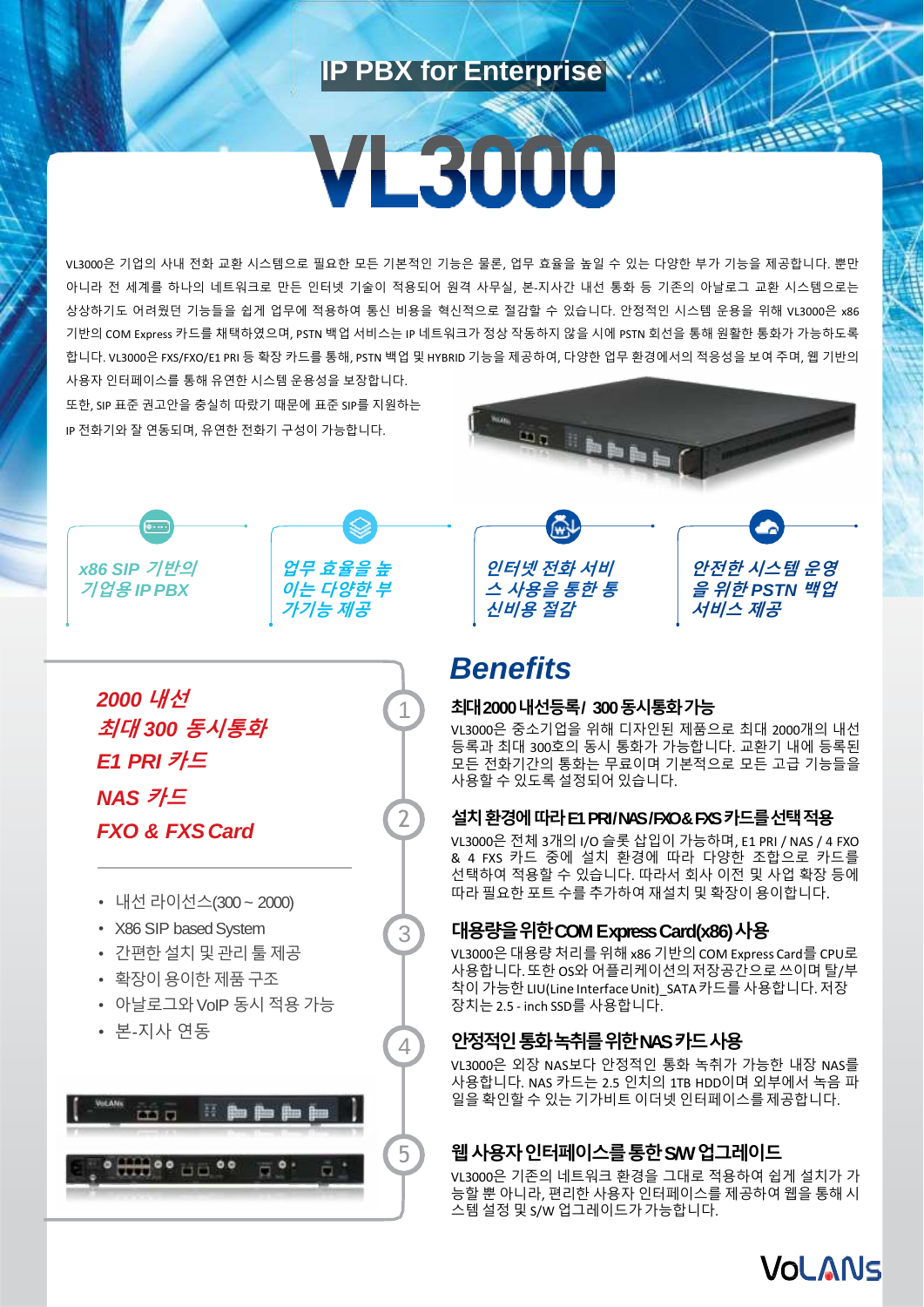IP PBX for Enterprise

# VL3000

VL3000은 기업의 사내 전화 교환 시스템으로 필요한 모든 기본적인 기능은 물론, 업무 효율을 높일 수 있는 다양한 부가 기능을 제공합니다. 뿐만 아니라 전 세계를 하나의 네트워크로 만든 인터넷 기술이 적용되어 원격 사무실, 본-지사간 내선 통화 등 기존의 아날로그 교환 시스템으로는 상상하기도 어려웠던 기능들을 쉽게 업무에 적용하여 통신 비용을 혁신적으로 절감할 수 있습니다. 안정적인 시스템 운용을 위해 VL3000은 x86 기반의 COM Express 카드를 채택하였으며, PSTN 백업 서비스는 IP 네트워크가 정상 작동하지 않을 시에 PSTN 회선을 통해 원활한 통화가 가능하도록 합니다. VL3000은 FXS/FXO/E1 PRI 등 확장 카드를 통해, PSTN 백업 및 HYBRID 기능을 제공하여, 다양한 업무 환경에서의 적응성을 보여 주며, 웹 기반의 사용자 인터페이스를 통해 유연한 시스템 운용성을 보장합니다.
또한, SIP 표준 권고안을 충실히 따랐기 때문에 표준 SIP를 지원하는 IP 전화기와 잘 연동되며, 유연한 전화기 구성이 가능합니다.

*x86 SIP 기반의 기업용 IP PBX*

*업무 효율을 높이는 다양한 부가기능 제공*

*인터넷 전화 서비스 사용을 통한 통신비용 절감*

*안전한 시스템 운영을 위한 PSTN 백업 서비스 제공*

***2000 내선***
***최대 300 동시통화***
***E1 PRI 카드***
***NAS 카드***
***FXO & FXS Card***

- 내선 라이선스(300 ~ 2000)
- X86 SIP based System
- 간편한 설치 및 관리 툴 제공
- 확장이 용이한 제품 구조
- 아날로그와 VoIP 동시 적용 가능
- 본-지사 연동

## Benefits

### 1. 최대 2000 내선등록 / 300 동시통화 가능

VL3000은 중소기업을 위해 디자인된 제품으로 최대 2000개의 내선 등록과 최대 300호의 동시 통화가 가능합니다. 교환기 내에 등록된 모든 전화기간의 통화는 무료이며 기본적으로 모든 고급 기능들을 사용할 수 있도록 설정되어 있습니다.

### 2. 설치 환경에 따라 E1 PRI/NAS/FXO & FXS 카드를 선택 적용

VL3000은 전체 3개의 I/O 슬롯 삽입이 가능하며, E1 PRI / NAS / 4 FXO & 4 FXS 카드 중에 설치 환경에 따라 다양한 조합으로 카드를 선택하여 적용할 수 있습니다. 따라서 회사 이전 및 사업 확장 등에 따라 필요한 포트 수를 추가하여 재설치 및 확장이 용이합니다.

### 3. 대용량을 위한 COM Express Card(x86) 사용

VL3000은 대용량 처리를 위해 x86 기반의 COM Express Card를 CPU로 사용합니다. 또한 OS와 어플리케이션의 저장공간으로 쓰이며 탈/부착이 가능한 LIU(Line Interface Unit)_SATA 카드를 사용합니다. 저장 장치는 2.5 - inch SSD를 사용합니다.

### 4. 안정적인 통화 녹취를 위한 NAS 카드 사용

VL3000은 외장 NAS보다 안정적인 통화 녹취가 가능한 내장 NAS를 사용합니다. NAS 카드는 2.5 인치의 1TB HDD이며 외부에서 녹음 파일을 확인할 수 있는 기가비트 이더넷 인터페이스를 제공합니다.

### 5. 웹 사용자 인터페이스를 통한 S/W 업그레이드

VL3000은 기존의 네트워크 환경을 그대로 적용하여 쉽게 설치가 가능할 뿐 아니라, 편리한 사용자 인터페이스를 제공하여 웹을 통해 시스템 설정 및 S/W 업그레이드가 가능합니다.

VoLANs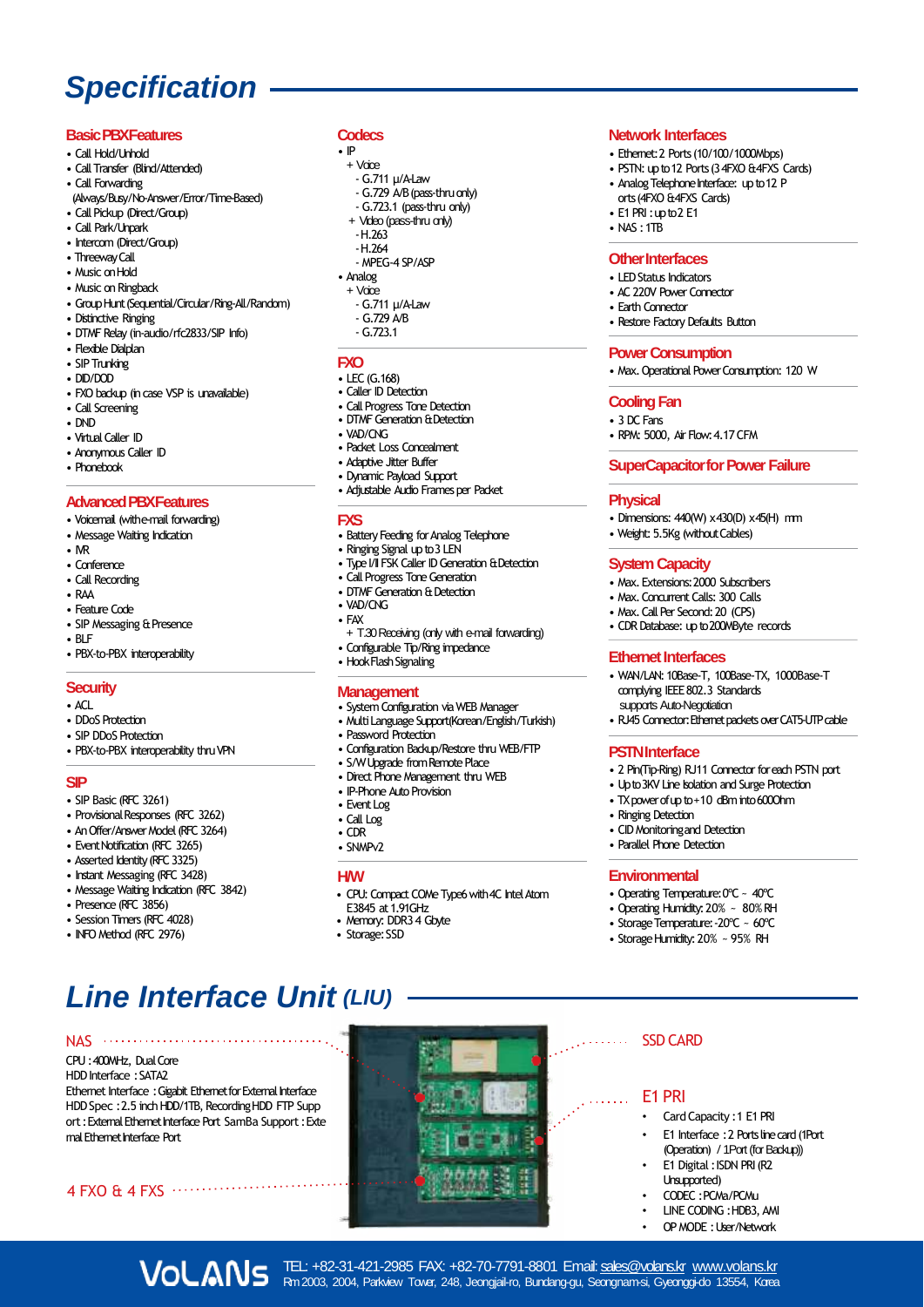# Specification

## Basic PBX Features

- Call Hold/Unhold
- Call Transfer (Blind/Attended)
- Call Forwarding (Always/Busy/No-Answer/Error/Time-Based)
- Call Pickup (Direct/Group)
- Call Park/Unpark
- Intercom (Direct/Group)
- Threeway Call
- Music on Hold
- Music on Ringback
- Group Hunt (Sequential/Circular/Ring-All/Random)
- Distinctive Ringing
- DTMF Relay (in-audio/rfc2833/SIP Info)
- Flexible Dialplan
- SIP Trunking
- DID/DOD
- FXO backup (in case VSP is unavailable)
- Call Screening
- DND
- Virtual Caller ID
- Anonymous Caller ID
- Phonebook

## Advanced PBX Features

- Voicemail (with e-mail forwarding)
- Message Waiting Indication
- IVR
- Conference
- Call Recording
- RAA
- Feature Code
- SIP Messaging & Presence
- BLF
- PBX-to-PBX interoperability

## Security

- ACL
- DDoS Protection
- SIP DDoS Protection
- PBX-to-PBX interoperability thru VPN

## SIP

- SIP Basic (RFC 3261)
- Provisional Responses (RFC 3262)
- An Offer/Answer Model (RFC 3264)
- Event Notification (RFC 3265)
- Asserted Identity (RFC 3325)
- Instant Messaging (RFC 3428)
- Message Waiting Indication (RFC 3842)
- Presence (RFC 3856)
- Session Timers (RFC 4028)
- INFO Method (RFC 2976)

## Codecs

- IP
  - Voice
    - G.711 μ/A-Law
    - G.729 A/B (pass-thru only)
    - G.723.1 (pass-thru only)
  - Video (pass-thru only)
    - H.263
    - H.264
    - MPEG-4 SP/ASP
- Analog
  - Voice
    - G.711 μ/A-Law
    - G.729 A/B
    - G.723.1

## FXO

- LEC (G.168)
- Caller ID Detection
- Call Progress Tone Detection
- DTMF Generation & Detection
- VAD/CNG
- Packet Loss Concealment
- Adaptive Jitter Buffer
- Dynamic Payload Support
- Adjustable Audio Frames per Packet

## FXS

- Battery Feeding for Analog Telephone
- Ringing Signal up to 3 LEN
- Type I/II FSK Caller ID Generation & Detection
- Call Progress Tone Generation
- DTMF Generation & Detection
- VAD/CNG
- FAX
  - T.30 Receiving (only with e-mail forwarding)
- Configurable Tip/Ring impedance
- Hook Flash Signaling

## Management

- System Configuration via WEB Manager
- Multi Language Support(Korean/English/Turkish)
- Password Protection
- Configuration Backup/Restore thru WEB/FTP
- S/W Upgrade from Remote Place
- Direct Phone Management thru WEB
- IP-Phone Auto Provision
- Event Log
- Call Log
- CDR
- SNMPv2

## H/W

- CPU: Compact COMe Type6 with 4C Intel Atom E3845 at 1.91GHz
- Memory: DDR3 4 Gbyte
- Storage: SSD

## Network Interfaces

- Ethernet: 2 Ports (10/100/1000Mbps)
- PSTN: up to 12 Ports (3 4FXO & 4FXS Cards)
- Analog Telephone Interface: up to 12 Ports (4FXO & 4FXS Cards)
- E1 PRI : up to 2 E1
- NAS : 1TB

## Other Interfaces

- LED Status Indicators
- AC 220V Power Connector
- Earth Connector
- Restore Factory Defaults Button

## Power Consumption

- Max. Operational Power Consumption: 120 W

## Cooling Fan

- 3 DC Fans
- RPM: 5000, Air Flow: 4.17 CFM

## SuperCapacitor for Power Failure

## Physical

- Dimensions: 440(W) x 430(D) x 45(H) mm
- Weight: 5.5Kg (without Cables)

## System Capacity

- Max. Extensions: 2000 Subscribers
- Max. Concurrent Calls: 300 Calls
- Max. Call Per Second: 20 (CPS)
- CDR Database: up to 200MByte records

## Ethernet Interfaces

- WAN/LAN: 10Base-T, 100Base-TX, 1000Base-T complying IEEE 802.3 Standards supports Auto-Negotiation
- RJ45 Connector: Ethernet packets over CAT5-UTP cable

## PSTN Interface

- 2 Pin(Tip-Ring) RJ11 Connector for each PSTN port
- Up to 3KV Line Isolation and Surge Protection
- TX power of up to +10 dBm into 600Ohm
- Ringing Detection
- CID Monitoring and Detection
- Parallel Phone Detection

## Environmental

- Operating Temperature: 0℃ ~ 40℃
- Operating Humidity: 20% ~ 80% RH
- Storage Temperature: -20℃ ~ 60℃
- Storage Humidity: 20% ~ 95% RH

# Line Interface Unit (LIU)

### NAS

CPU : 400MHz, Dual Core
HDD Interface : SATA2
Ethernet Interface : Gigabit Ethernet for External Interface
HDD Spec : 2.5 inch HDD/1TB, Recording HDD FTP Support : External Ethernet Interface Port SamBa Support : External Ethernet Interface Port

### 4 FXO & 4 FXS

### SSD CARD

### E1 PRI

- Card Capacity : 1 E1 PRI
- E1 Interface : 2 Ports line card (1Port (Operation) / 1Port (for Backup))
- E1 Digital : ISDN PRI (R2 Unsupported)
- CODEC : PCMa/PCMu
- LINE CODING : HDB3, AMI
- OP MODE : User/Network

VoLANs TEL: +82-31-421-2985 FAX: +82-70-7791-8801 Email: sales@volans.kr www.volans.kr
Rm 2003, 2004, Parkview Tower, 248, Jeongjail-ro, Bundang-gu, Seongnam-si, Gyeonggi-do 13554, Korea